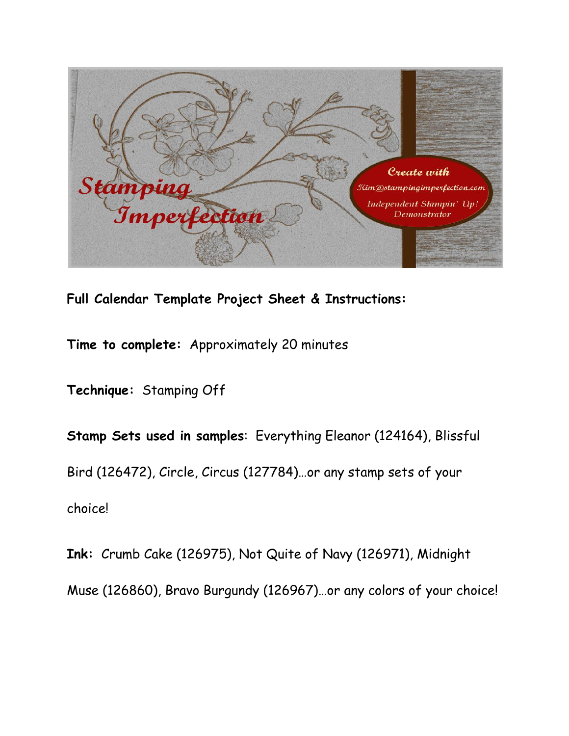Stamping Imperfection

Create with Kim@stampingimperfection.com

Independent Stampin' Up! Demonstrator

**Full Calendar Template Project Sheet & Instructions:**

**Time to complete:** Approximately 20 minutes

**Technique:** Stamping Off

**Stamp Sets used in samples**: Everything Eleanor (124164), Blissful Bird (126472), Circle, Circus (127784)…or any stamp sets of your choice!

**Ink:** Crumb Cake (126975), Not Quite of Navy (126971), Midnight Muse (126860), Bravo Burgundy (126967)…or any colors of your choice!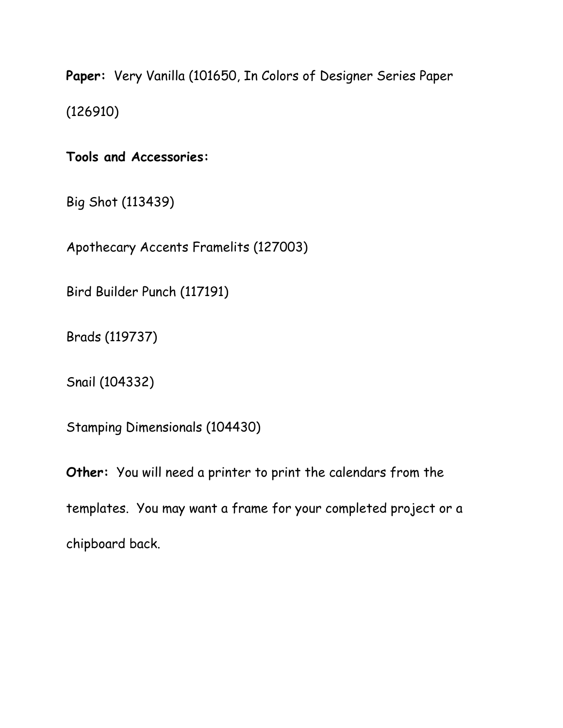**Paper:** Very Vanilla (101650, In Colors of Designer Series Paper (126910)

**Tools and Accessories:**

Big Shot (113439)

Apothecary Accents Framelits (127003)

Bird Builder Punch (117191)

Brads (119737)

Snail (104332)

Stamping Dimensionals (104430)

**Other:** You will need a printer to print the calendars from the templates. You may want a frame for your completed project or a chipboard back.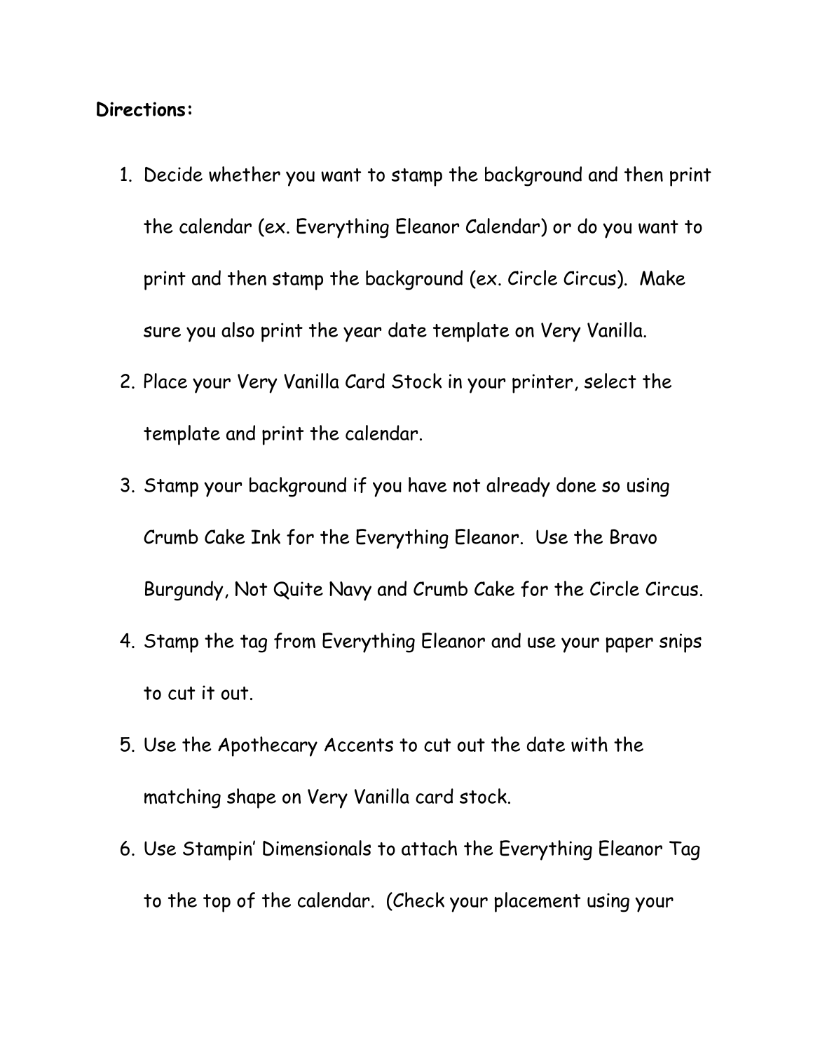**Directions:**

1. Decide whether you want to stamp the background and then print the calendar (ex. Everything Eleanor Calendar) or do you want to print and then stamp the background (ex. Circle Circus). Make sure you also print the year date template on Very Vanilla.
2. Place your Very Vanilla Card Stock in your printer, select the template and print the calendar.
3. Stamp your background if you have not already done so using Crumb Cake Ink for the Everything Eleanor. Use the Bravo Burgundy, Not Quite Navy and Crumb Cake for the Circle Circus.
4. Stamp the tag from Everything Eleanor and use your paper snips to cut it out.
5. Use the Apothecary Accents to cut out the date with the matching shape on Very Vanilla card stock.
6. Use Stampin' Dimensionals to attach the Everything Eleanor Tag to the top of the calendar. (Check your placement using your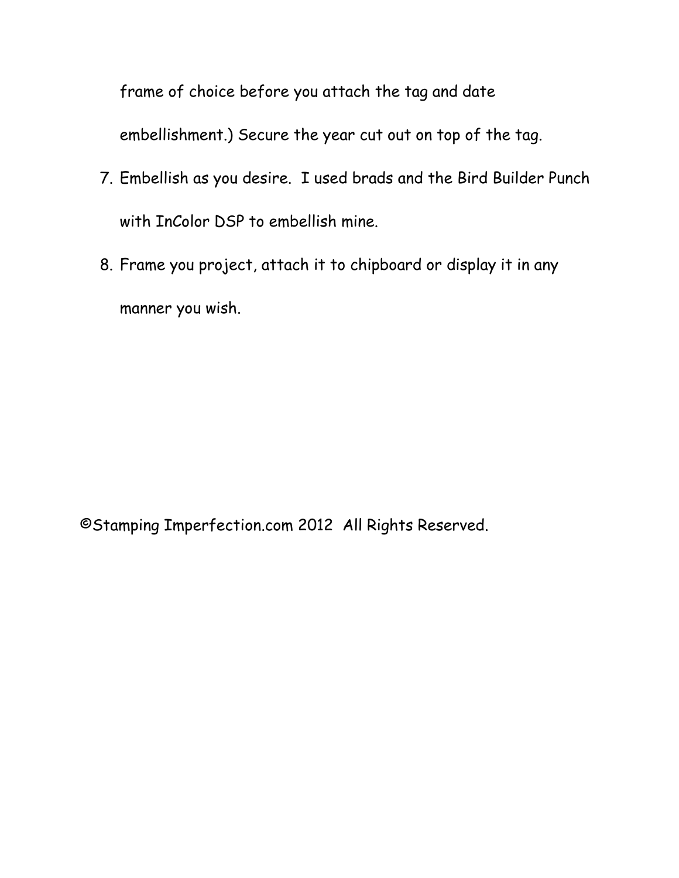frame of choice before you attach the tag and date embellishment.) Secure the year cut out on top of the tag.

7. Embellish as you desire.  I used brads and the Bird Builder Punch with InColor DSP to embellish mine.
8. Frame you project, attach it to chipboard or display it in any manner you wish.

©Stamping Imperfection.com 2012  All Rights Reserved.